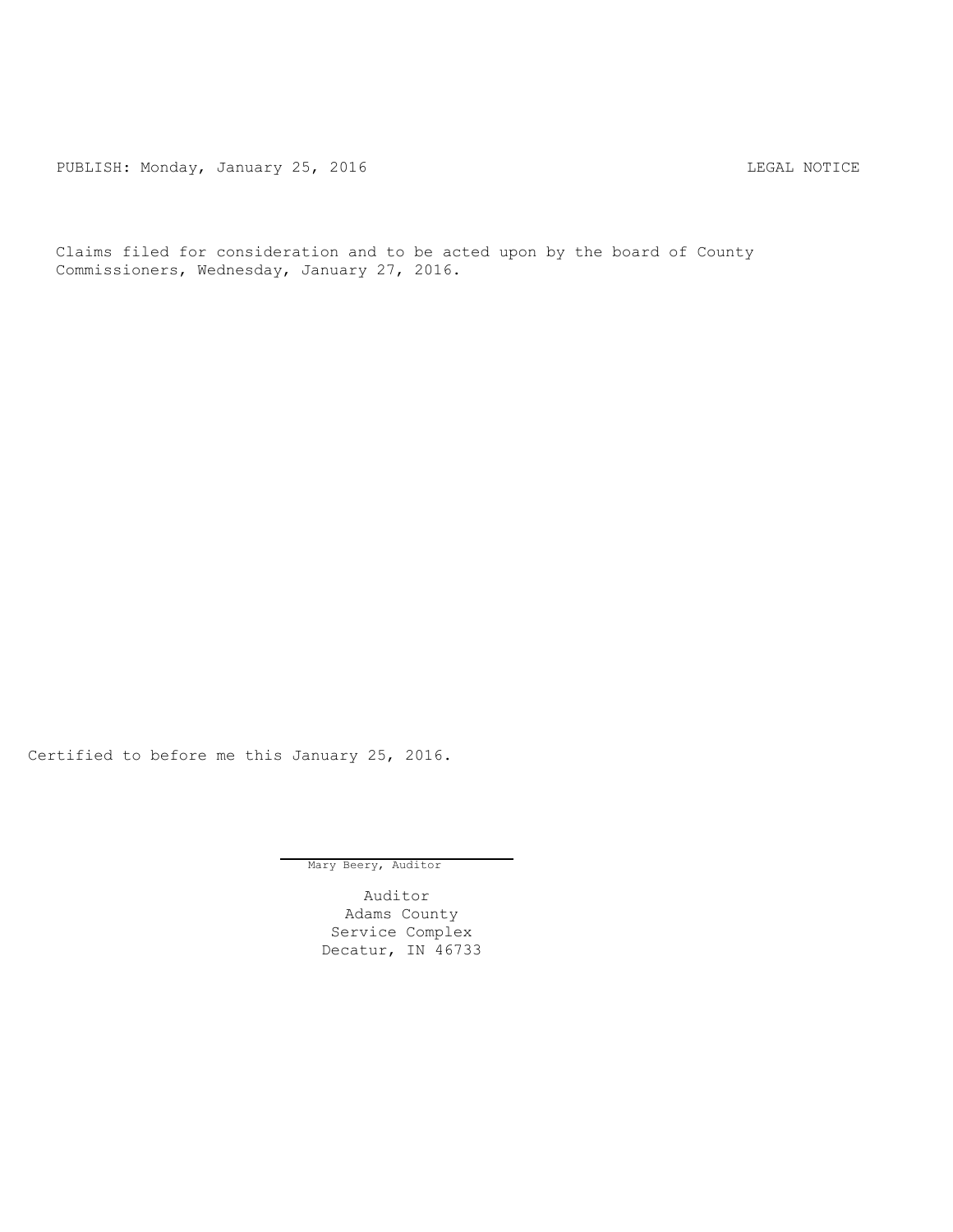PUBLISH: Monday, January 25, 2016 LEGAL NOTICE

Claims filed for consideration and to be acted upon by the board of County Commissioners, Wednesday, January 27, 2016.

Certified to before me this January 25, 2016.

Mary Beery, Auditor

Auditor
Adams County
Service Complex
Decatur, IN 46733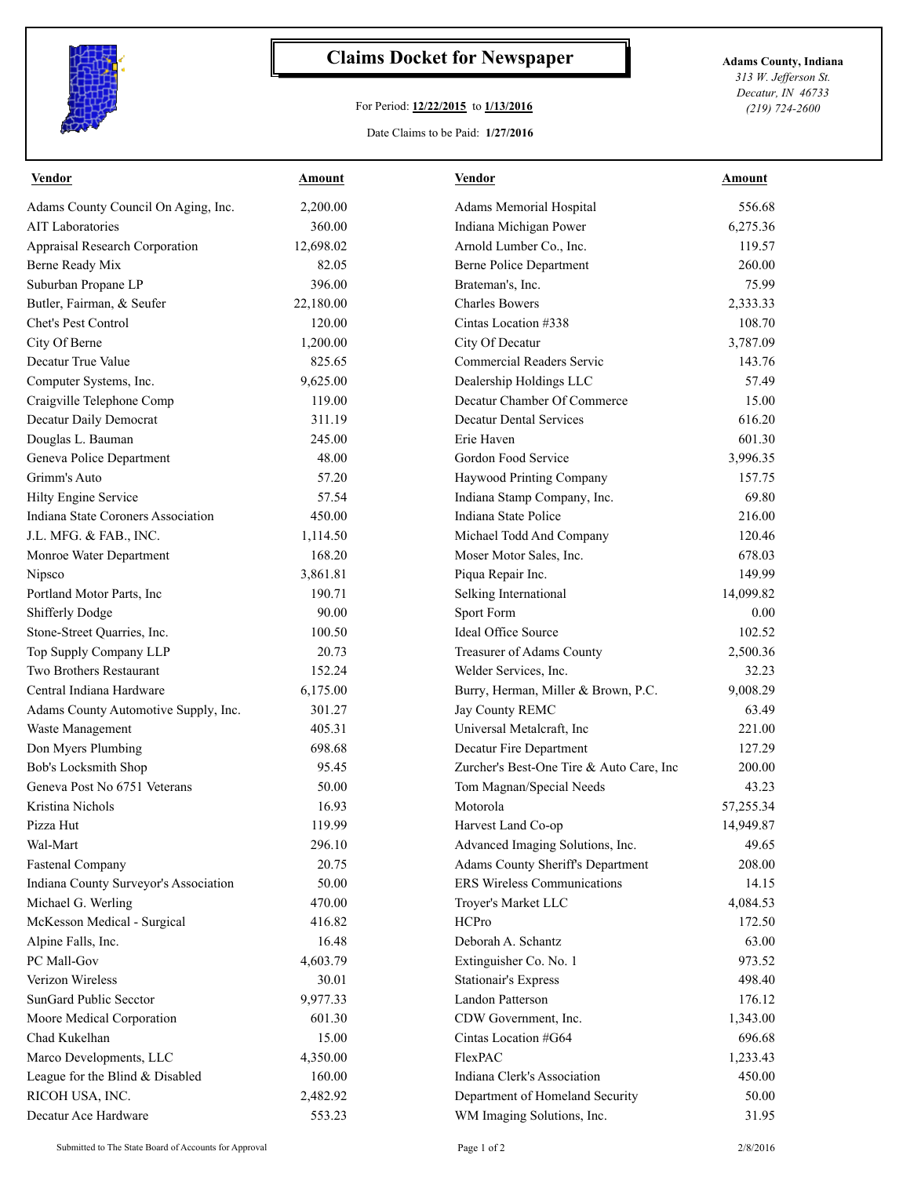# Claims Docket for Newspaper

For Period: **12/22/2015** to **1/13/2016**

Date Claims to be Paid: **1/27/2016**

**Adams County, Indiana**
*313 W. Jefferson St.*
*Decatur, IN 46733*
*(219) 724-2600*

| Vendor | Amount | Vendor | Amount |
|---|---|---|---|
| Adams County Council On Aging, Inc. | 2,200.00 | Adams Memorial Hospital | 556.68 |
| AIT Laboratories | 360.00 | Indiana Michigan Power | 6,275.36 |
| Appraisal Research Corporation | 12,698.02 | Arnold Lumber Co., Inc. | 119.57 |
| Berne Ready Mix | 82.05 | Berne Police Department | 260.00 |
| Suburban Propane LP | 396.00 | Brateman's, Inc. | 75.99 |
| Butler, Fairman, & Seufer | 22,180.00 | Charles Bowers | 2,333.33 |
| Chet's Pest Control | 120.00 | Cintas Location #338 | 108.70 |
| City Of Berne | 1,200.00 | City Of Decatur | 3,787.09 |
| Decatur True Value | 825.65 | Commercial Readers Servic | 143.76 |
| Computer Systems, Inc. | 9,625.00 | Dealership Holdings LLC | 57.49 |
| Craigville Telephone Comp | 119.00 | Decatur Chamber Of Commerce | 15.00 |
| Decatur Daily Democrat | 311.19 | Decatur Dental Services | 616.20 |
| Douglas L. Bauman | 245.00 | Erie Haven | 601.30 |
| Geneva Police Department | 48.00 | Gordon Food Service | 3,996.35 |
| Grimm's Auto | 57.20 | Haywood Printing Company | 157.75 |
| Hilty Engine Service | 57.54 | Indiana Stamp Company, Inc. | 69.80 |
| Indiana State Coroners Association | 450.00 | Indiana State Police | 216.00 |
| J.L. MFG. & FAB., INC. | 1,114.50 | Michael Todd And Company | 120.46 |
| Monroe Water Department | 168.20 | Moser Motor Sales, Inc. | 678.03 |
| Nipsco | 3,861.81 | Piqua Repair Inc. | 149.99 |
| Portland Motor Parts, Inc | 190.71 | Selking International | 14,099.82 |
| Shifferly Dodge | 90.00 | Sport Form | 0.00 |
| Stone-Street Quarries, Inc. | 100.50 | Ideal Office Source | 102.52 |
| Top Supply Company LLP | 20.73 | Treasurer of Adams County | 2,500.36 |
| Two Brothers Restaurant | 152.24 | Welder Services, Inc. | 32.23 |
| Central Indiana Hardware | 6,175.00 | Burry, Herman, Miller & Brown, P.C. | 9,008.29 |
| Adams County Automotive Supply, Inc. | 301.27 | Jay County REMC | 63.49 |
| Waste Management | 405.31 | Universal Metalcraft, Inc | 221.00 |
| Don Myers Plumbing | 698.68 | Decatur Fire Department | 127.29 |
| Bob's Locksmith Shop | 95.45 | Zurcher's Best-One Tire & Auto Care, Inc | 200.00 |
| Geneva Post No 6751 Veterans | 50.00 | Tom Magnan/Special Needs | 43.23 |
| Kristina Nichols | 16.93 | Motorola | 57,255.34 |
| Pizza Hut | 119.99 | Harvest Land Co-op | 14,949.87 |
| Wal-Mart | 296.10 | Advanced Imaging Solutions, Inc. | 49.65 |
| Fastenal Company | 20.75 | Adams County Sheriff's Department | 208.00 |
| Indiana County Surveyor's Association | 50.00 | ERS Wireless Communications | 14.15 |
| Michael G. Werling | 470.00 | Troyer's Market LLC | 4,084.53 |
| McKesson Medical - Surgical | 416.82 | HCPro | 172.50 |
| Alpine Falls, Inc. | 16.48 | Deborah A. Schantz | 63.00 |
| PC Mall-Gov | 4,603.79 | Extinguisher Co. No. 1 | 973.52 |
| Verizon Wireless | 30.01 | Stationair's Express | 498.40 |
| SunGard Public Secctor | 9,977.33 | Landon Patterson | 176.12 |
| Moore Medical Corporation | 601.30 | CDW Government, Inc. | 1,343.00 |
| Chad Kukelhan | 15.00 | Cintas Location #G64 | 696.68 |
| Marco Developments, LLC | 4,350.00 | FlexPAC | 1,233.43 |
| League for the Blind & Disabled | 160.00 | Indiana Clerk's Association | 450.00 |
| RICOH USA, INC. | 2,482.92 | Department of Homeland Security | 50.00 |
| Decatur Ace Hardware | 553.23 | WM Imaging Solutions, Inc. | 31.95 |

Submitted to The State Board of Accounts for Approval

2/8/2016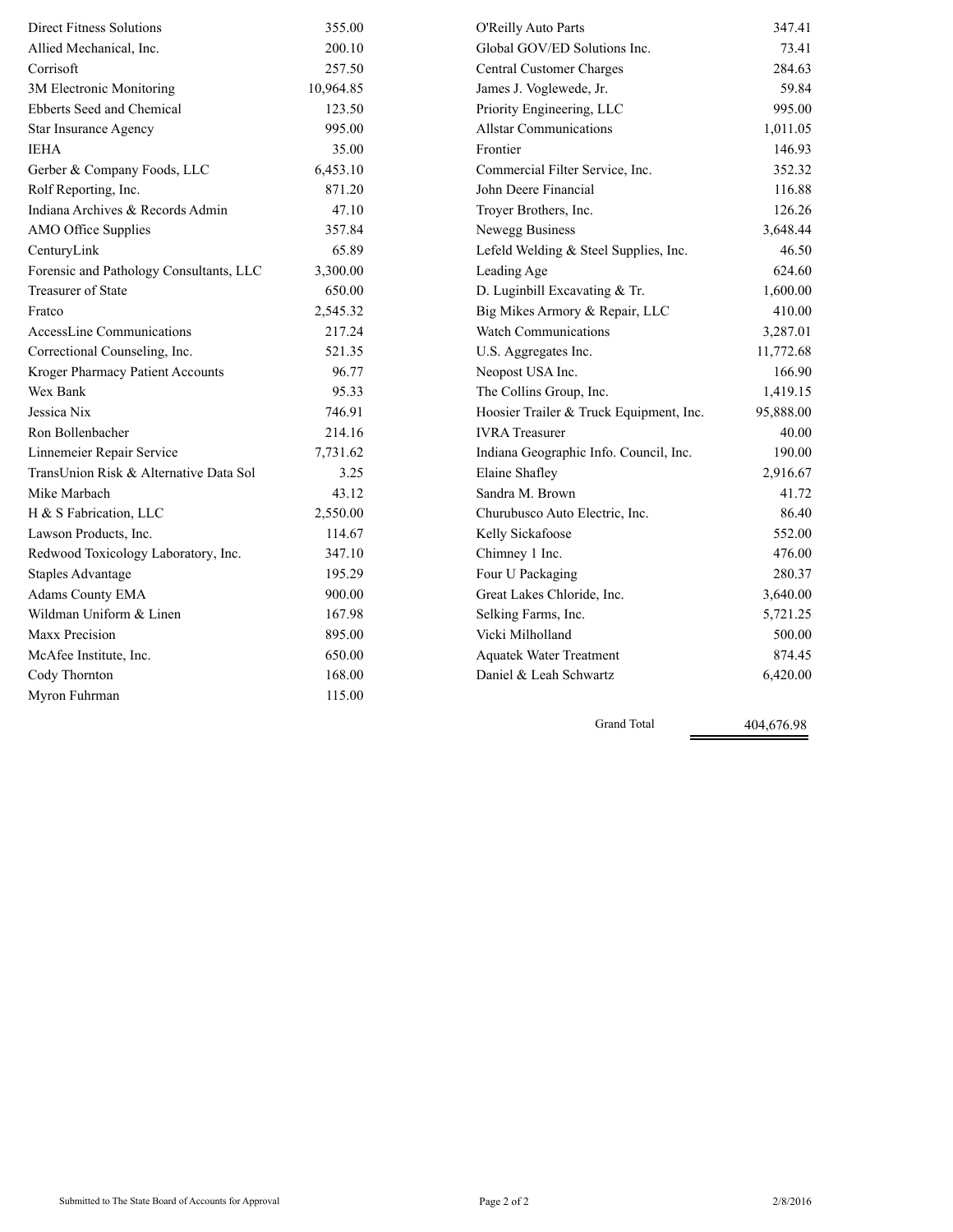| | |
|---|---|
| Direct Fitness Solutions | 355.00 |
| Allied Mechanical, Inc. | 200.10 |
| Corrisoft | 257.50 |
| 3M Electronic Monitoring | 10,964.85 |
| Ebberts Seed and Chemical | 123.50 |
| Star Insurance Agency | 995.00 |
| IEHA | 35.00 |
| Gerber & Company Foods, LLC | 6,453.10 |
| Rolf Reporting, Inc. | 871.20 |
| Indiana Archives & Records Admin | 47.10 |
| AMO Office Supplies | 357.84 |
| CenturyLink | 65.89 |
| Forensic and Pathology Consultants, LLC | 3,300.00 |
| Treasurer of State | 650.00 |
| Fratco | 2,545.32 |
| AccessLine Communications | 217.24 |
| Correctional Counseling, Inc. | 521.35 |
| Kroger Pharmacy Patient Accounts | 96.77 |
| Wex Bank | 95.33 |
| Jessica Nix | 746.91 |
| Ron Bollenbacher | 214.16 |
| Linnemeier Repair Service | 7,731.62 |
| TransUnion Risk & Alternative Data Sol | 3.25 |
| Mike Marbach | 43.12 |
| H & S Fabrication, LLC | 2,550.00 |
| Lawson Products, Inc. | 114.67 |
| Redwood Toxicology Laboratory, Inc. | 347.10 |
| Staples Advantage | 195.29 |
| Adams County EMA | 900.00 |
| Wildman Uniform & Linen | 167.98 |
| Maxx Precision | 895.00 |
| McAfee Institute, Inc. | 650.00 |
| Cody Thornton | 168.00 |
| Myron Fuhrman | 115.00 |
| O'Reilly Auto Parts | 347.41 |
| Global GOV/ED Solutions Inc. | 73.41 |
| Central Customer Charges | 284.63 |
| James J. Voglewede, Jr. | 59.84 |
| Priority Engineering, LLC | 995.00 |
| Allstar Communications | 1,011.05 |
| Frontier | 146.93 |
| Commercial Filter Service, Inc. | 352.32 |
| John Deere Financial | 116.88 |
| Troyer Brothers, Inc. | 126.26 |
| Newegg Business | 3,648.44 |
| Lefeld Welding & Steel Supplies, Inc. | 46.50 |
| Leading Age | 624.60 |
| D. Luginbill Excavating & Tr. | 1,600.00 |
| Big Mikes Armory & Repair, LLC | 410.00 |
| Watch Communications | 3,287.01 |
| U.S. Aggregates Inc. | 11,772.68 |
| Neopost USA Inc. | 166.90 |
| The Collins Group, Inc. | 1,419.15 |
| Hoosier Trailer & Truck Equipment, Inc. | 95,888.00 |
| IVRA Treasurer | 40.00 |
| Indiana Geographic Info. Council, Inc. | 190.00 |
| Elaine Shafley | 2,916.67 |
| Sandra M. Brown | 41.72 |
| Churubusco Auto Electric, Inc. | 86.40 |
| Kelly Sickafoose | 552.00 |
| Chimney 1 Inc. | 476.00 |
| Four U Packaging | 280.37 |
| Great Lakes Chloride, Inc. | 3,640.00 |
| Selking Farms, Inc. | 5,721.25 |
| Vicki Milholland | 500.00 |
| Aquatek Water Treatment | 874.45 |
| Daniel & Leah Schwartz | 6,420.00 |
| Grand Total | 404,676.98 |

Submitted to The State Board of Accounts for Approval 2/8/2016